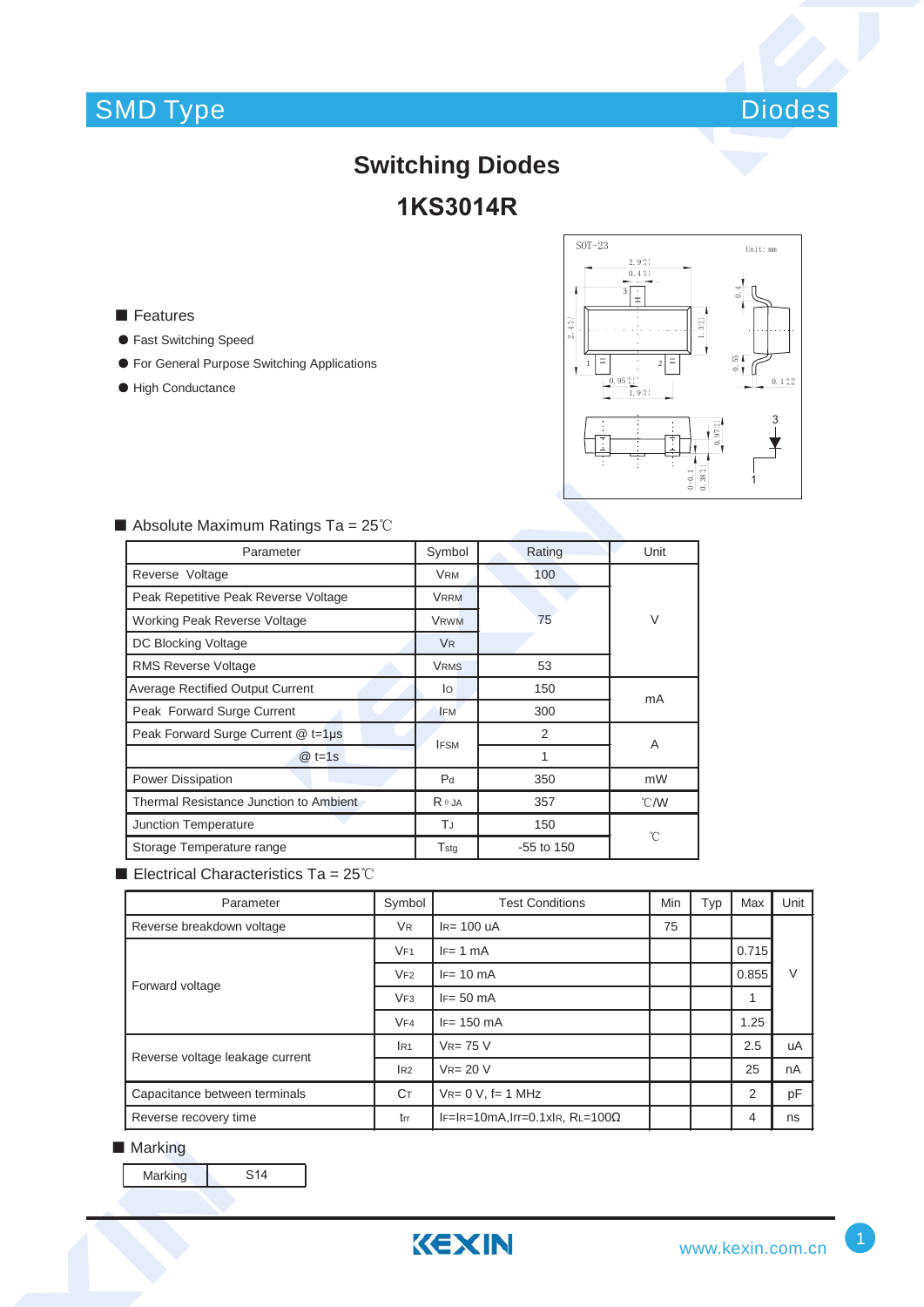SMD Type — Diodes

# Switching Diodes

## 1KS3014R

### Features

- Fast Switching Speed
- For General Purpose Switching Applications
- High Conductance

### Absolute Maximum Ratings Ta = 25℃

| Parameter | Symbol | Rating | Unit |
|---|---|---|---|
| Reverse Voltage | $V_{RM}$ | 100 | V |
| Peak Repetitive Peak Reverse Voltage | $V_{RRM}$ | 75 | V |
| Working Peak Reverse Voltage | $V_{RWM}$ | 75 | V |
| DC Blocking Voltage | $V_R$ | 75 | V |
| RMS Reverse Voltage | $V_{RMS}$ | 53 | V |
| Average Rectified Output Current | $I_O$ | 150 | mA |
| Peak Forward Surge Current | $I_{FM}$ | 300 | mA |
| Peak Forward Surge Current @ t=1μs | $I_{FSM}$ | 2 | A |
| @ t=1s | $I_{FSM}$ | 1 | A |
| Power Dissipation | $P_d$ | 350 | mW |
| Thermal Resistance Junction to Ambient | $R_{\theta JA}$ | 357 | ℃/W |
| Junction Temperature | $T_J$ | 150 | ℃ |
| Storage Temperature range | $T_{stg}$ | -55 to 150 | ℃ |

### Electrical Characteristics Ta = 25℃

| Parameter | Symbol | Test Conditions | Min | Typ | Max | Unit |
|---|---|---|---|---|---|---|
| Reverse breakdown voltage | $V_R$ | $I_R$= 100 uA | 75 | | | V |
| Forward voltage | $V_{F1}$ | $I_F$= 1 mA | | | 0.715 | V |
| | $V_{F2}$ | $I_F$= 10 mA | | | 0.855 | V |
| | $V_{F3}$ | $I_F$= 50 mA | | | 1 | V |
| | $V_{F4}$ | $I_F$= 150 mA | | | 1.25 | V |
| Reverse voltage leakage current | $I_{R1}$ | $V_R$= 75 V | | | 2.5 | uA |
| | $I_{R2}$ | $V_R$= 20 V | | | 25 | nA |
| Capacitance between terminals | $C_T$ | $V_R$= 0 V, f= 1 MHz | | | 2 | pF |
| Reverse recovery time | $t_{rr}$ | $I_F$=$I_R$=10mA,Irr=0.1x$I_R$, $R_L$=100Ω | | | 4 | ns |

### Marking

| Marking | S14 |
|---|---|

SOT-23 (Unit: mm)

www.kexin.com.cn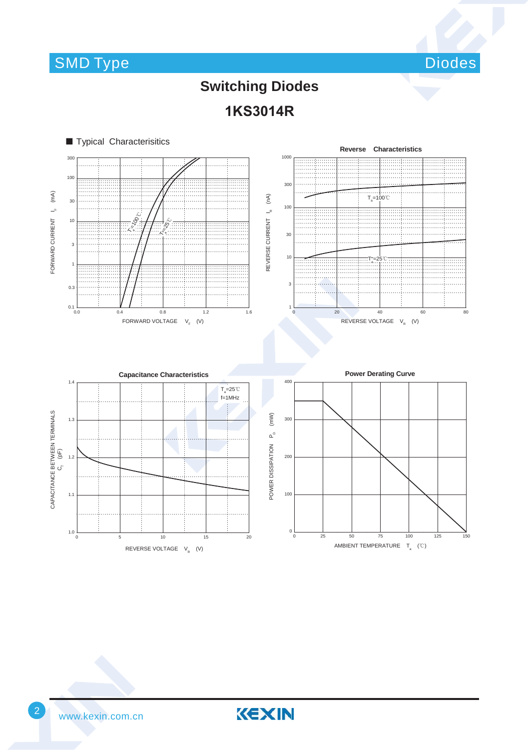# Switching Diodes

## 1KS3014R

■ Typical Characterisitics

FORWARD CURRENT $I_F$ (mA)

300
100
30
10
3
1
0.3
0.1

0.0 0.4 0.8 1.2 1.6

FORWARD VOLTAGE $V_F$ (V)

$T_a$=100℃

$T_a$=25℃

**Reverse Characteristics**

REVERSE CURRENT $I_R$ (nA)

1000
300
100
30
10
3
1

0 20 40 60 80

REVERSE VOLTAGE $V_R$ (V)

$T_a$=100℃

$T_a$=25℃

**Capacitance Characteristics**

CAPACITANCE BETWEEN TERMINALS $C_T$ (pF)

1.4
1.3
1.2
1.1
1.0

0 5 10 15 20

REVERSE VOLTAGE $V_R$ (V)

$T_a$=25℃
f=1MHz

**Power Derating Curve**

POWER DISSIPATION $P_D$ (mW)

400
300
200
100
0

0 25 50 75 100 125 150

AMBIENT TEMPERATURE $T_a$ (℃)